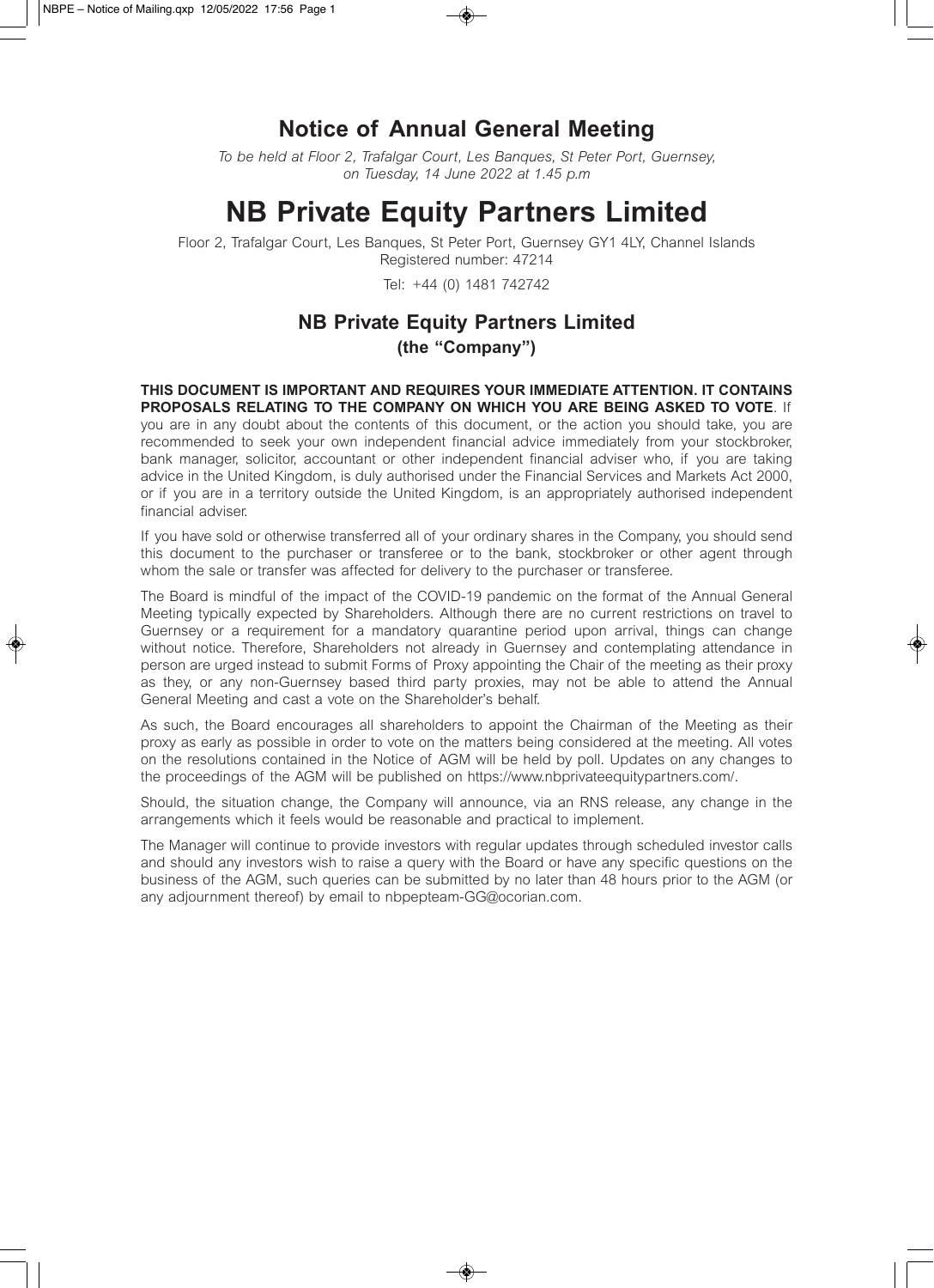# Notice of Annual General Meeting

*To be held at Floor 2, Trafalgar Court, Les Banques, St Peter Port, Guernsey, on Tuesday, 14 June 2022 at 1.45 p.m*

# NB Private Equity Partners Limited

Floor 2, Trafalgar Court, Les Banques, St Peter Port, Guernsey GY1 4LY, Channel Islands
Registered number: 47214

Tel: +44 (0) 1481 742742

## NB Private Equity Partners Limited
## (the "Company")

**THIS DOCUMENT IS IMPORTANT AND REQUIRES YOUR IMMEDIATE ATTENTION. IT CONTAINS PROPOSALS RELATING TO THE COMPANY ON WHICH YOU ARE BEING ASKED TO VOTE**. If you are in any doubt about the contents of this document, or the action you should take, you are recommended to seek your own independent financial advice immediately from your stockbroker, bank manager, solicitor, accountant or other independent financial adviser who, if you are taking advice in the United Kingdom, is duly authorised under the Financial Services and Markets Act 2000, or if you are in a territory outside the United Kingdom, is an appropriately authorised independent financial adviser.

If you have sold or otherwise transferred all of your ordinary shares in the Company, you should send this document to the purchaser or transferee or to the bank, stockbroker or other agent through whom the sale or transfer was affected for delivery to the purchaser or transferee.

The Board is mindful of the impact of the COVID-19 pandemic on the format of the Annual General Meeting typically expected by Shareholders. Although there are no current restrictions on travel to Guernsey or a requirement for a mandatory quarantine period upon arrival, things can change without notice. Therefore, Shareholders not already in Guernsey and contemplating attendance in person are urged instead to submit Forms of Proxy appointing the Chair of the meeting as their proxy as they, or any non-Guernsey based third party proxies, may not be able to attend the Annual General Meeting and cast a vote on the Shareholder's behalf.

As such, the Board encourages all shareholders to appoint the Chairman of the Meeting as their proxy as early as possible in order to vote on the matters being considered at the meeting. All votes on the resolutions contained in the Notice of AGM will be held by poll. Updates on any changes to the proceedings of the AGM will be published on https://www.nbprivateequitypartners.com/.

Should, the situation change, the Company will announce, via an RNS release, any change in the arrangements which it feels would be reasonable and practical to implement.

The Manager will continue to provide investors with regular updates through scheduled investor calls and should any investors wish to raise a query with the Board or have any specific questions on the business of the AGM, such queries can be submitted by no later than 48 hours prior to the AGM (or any adjournment thereof) by email to nbpepteam-GG@ocorian.com.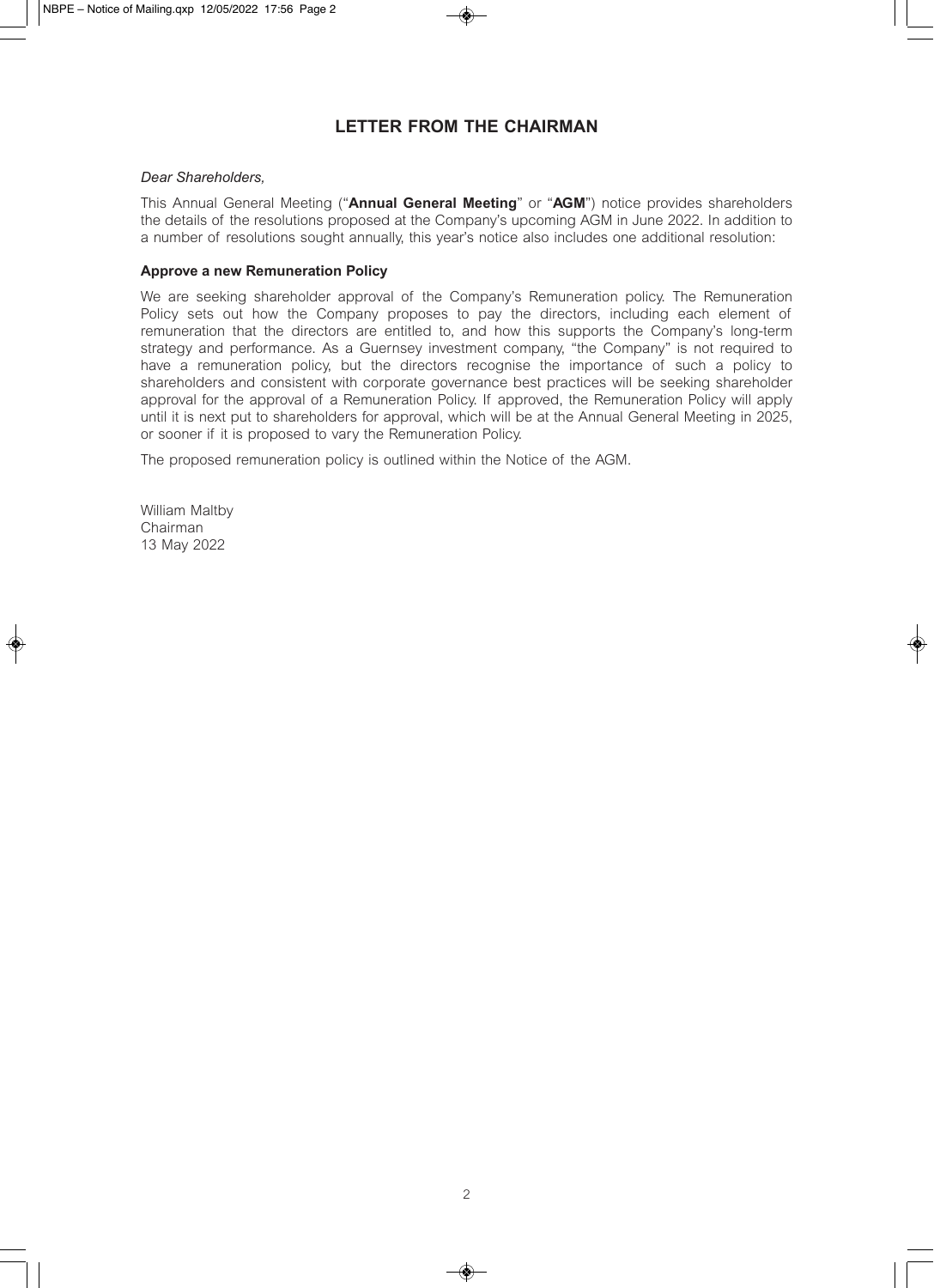## LETTER FROM THE CHAIRMAN

*Dear Shareholders,*

This Annual General Meeting ("**Annual General Meeting**" or "**AGM**") notice provides shareholders the details of the resolutions proposed at the Company's upcoming AGM in June 2022. In addition to a number of resolutions sought annually, this year's notice also includes one additional resolution:

**Approve a new Remuneration Policy**

We are seeking shareholder approval of the Company's Remuneration policy. The Remuneration Policy sets out how the Company proposes to pay the directors, including each element of remuneration that the directors are entitled to, and how this supports the Company's long-term strategy and performance. As a Guernsey investment company, "the Company" is not required to have a remuneration policy, but the directors recognise the importance of such a policy to shareholders and consistent with corporate governance best practices will be seeking shareholder approval for the approval of a Remuneration Policy. If approved, the Remuneration Policy will apply until it is next put to shareholders for approval, which will be at the Annual General Meeting in 2025, or sooner if it is proposed to vary the Remuneration Policy.

The proposed remuneration policy is outlined within the Notice of the AGM.

William Maltby
Chairman
13 May 2022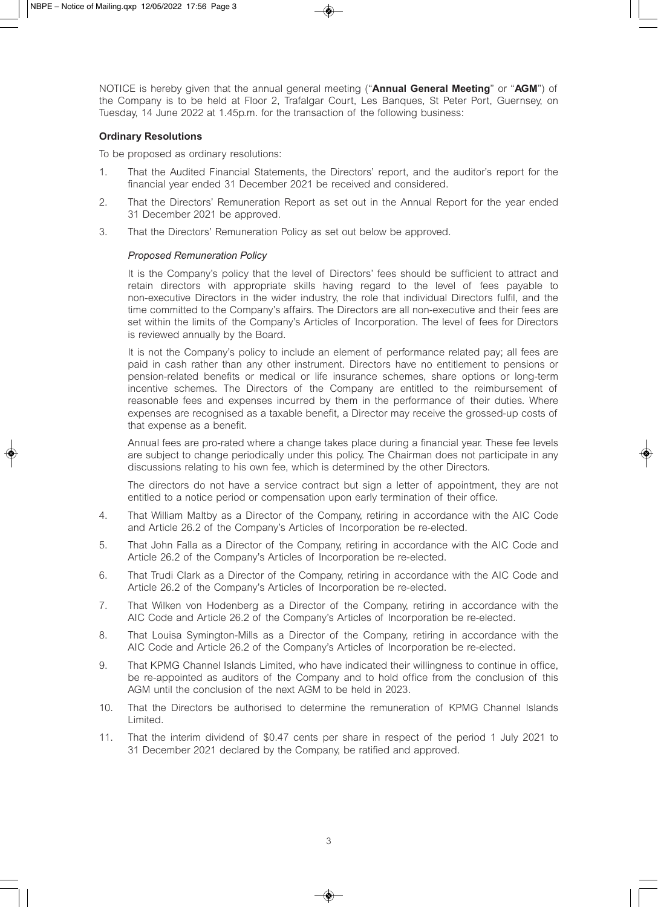NOTICE is hereby given that the annual general meeting ("**Annual General Meeting**" or "**AGM**") of the Company is to be held at Floor 2, Trafalgar Court, Les Banques, St Peter Port, Guernsey, on Tuesday, 14 June 2022 at 1.45p.m. for the transaction of the following business:

**Ordinary Resolutions**

To be proposed as ordinary resolutions:

1. That the Audited Financial Statements, the Directors' report, and the auditor's report for the financial year ended 31 December 2021 be received and considered.

2. That the Directors' Remuneration Report as set out in the Annual Report for the year ended 31 December 2021 be approved.

3. That the Directors' Remuneration Policy as set out below be approved.

   *Proposed Remuneration Policy*

   It is the Company's policy that the level of Directors' fees should be sufficient to attract and retain directors with appropriate skills having regard to the level of fees payable to non-executive Directors in the wider industry, the role that individual Directors fulfil, and the time committed to the Company's affairs. The Directors are all non-executive and their fees are set within the limits of the Company's Articles of Incorporation. The level of fees for Directors is reviewed annually by the Board.

   It is not the Company's policy to include an element of performance related pay; all fees are paid in cash rather than any other instrument. Directors have no entitlement to pensions or pension-related benefits or medical or life insurance schemes, share options or long-term incentive schemes. The Directors of the Company are entitled to the reimbursement of reasonable fees and expenses incurred by them in the performance of their duties. Where expenses are recognised as a taxable benefit, a Director may receive the grossed-up costs of that expense as a benefit.

   Annual fees are pro-rated where a change takes place during a financial year. These fee levels are subject to change periodically under this policy. The Chairman does not participate in any discussions relating to his own fee, which is determined by the other Directors.

   The directors do not have a service contract but sign a letter of appointment, they are not entitled to a notice period or compensation upon early termination of their office.

4. That William Maltby as a Director of the Company, retiring in accordance with the AIC Code and Article 26.2 of the Company's Articles of Incorporation be re-elected.

5. That John Falla as a Director of the Company, retiring in accordance with the AIC Code and Article 26.2 of the Company's Articles of Incorporation be re-elected.

6. That Trudi Clark as a Director of the Company, retiring in accordance with the AIC Code and Article 26.2 of the Company's Articles of Incorporation be re-elected.

7. That Wilken von Hodenberg as a Director of the Company, retiring in accordance with the AIC Code and Article 26.2 of the Company's Articles of Incorporation be re-elected.

8. That Louisa Symington-Mills as a Director of the Company, retiring in accordance with the AIC Code and Article 26.2 of the Company's Articles of Incorporation be re-elected.

9. That KPMG Channel Islands Limited, who have indicated their willingness to continue in office, be re-appointed as auditors of the Company and to hold office from the conclusion of this AGM until the conclusion of the next AGM to be held in 2023.

10. That the Directors be authorised to determine the remuneration of KPMG Channel Islands Limited.

11. That the interim dividend of $0.47 cents per share in respect of the period 1 July 2021 to 31 December 2021 declared by the Company, be ratified and approved.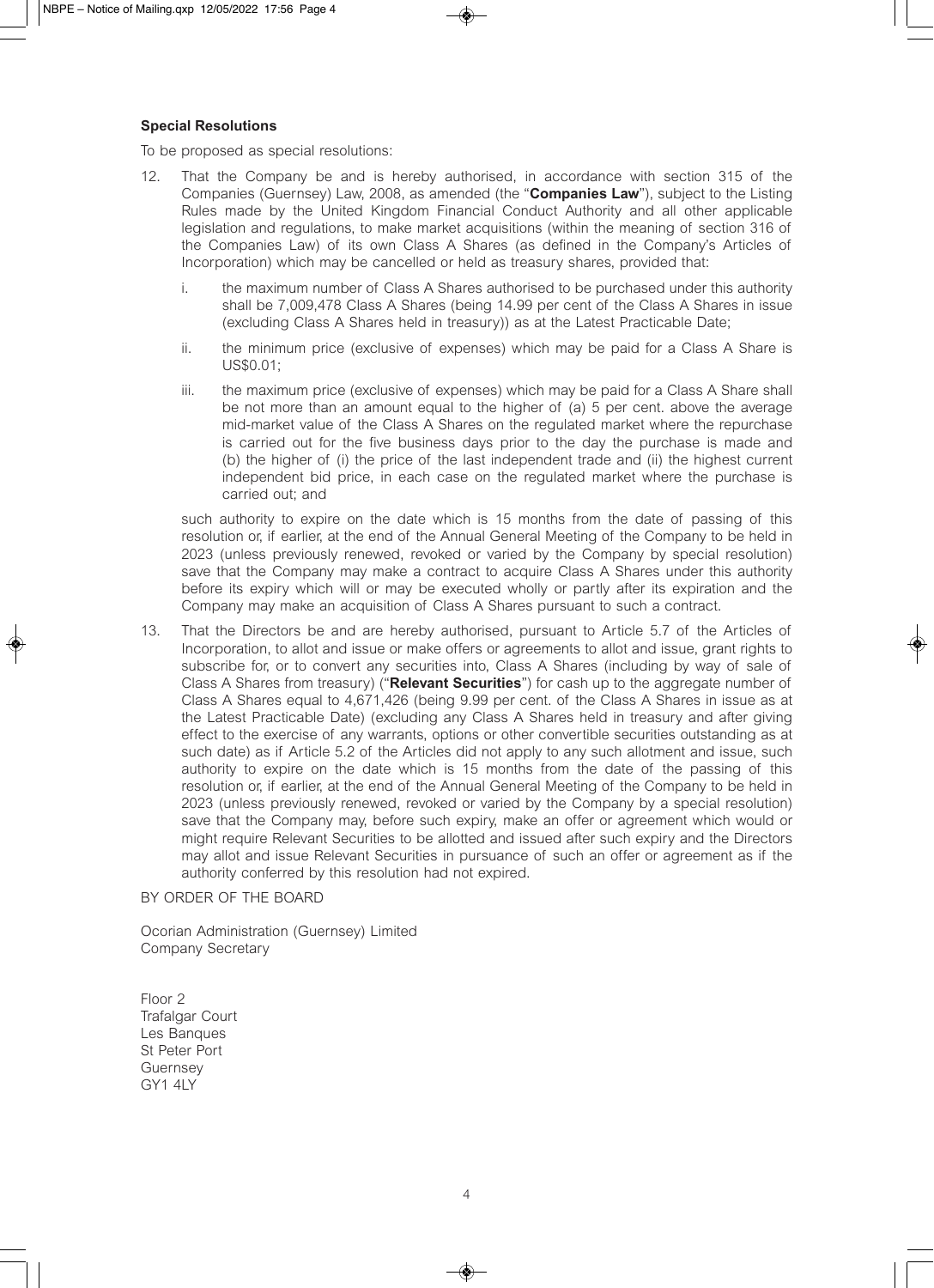**Special Resolutions**

To be proposed as special resolutions:

12. That the Company be and is hereby authorised, in accordance with section 315 of the Companies (Guernsey) Law, 2008, as amended (the "**Companies Law**"), subject to the Listing Rules made by the United Kingdom Financial Conduct Authority and all other applicable legislation and regulations, to make market acquisitions (within the meaning of section 316 of the Companies Law) of its own Class A Shares (as defined in the Company's Articles of Incorporation) which may be cancelled or held as treasury shares, provided that:

    i. the maximum number of Class A Shares authorised to be purchased under this authority shall be 7,009,478 Class A Shares (being 14.99 per cent of the Class A Shares in issue (excluding Class A Shares held in treasury)) as at the Latest Practicable Date;

    ii. the minimum price (exclusive of expenses) which may be paid for a Class A Share is US$0.01;

    iii. the maximum price (exclusive of expenses) which may be paid for a Class A Share shall be not more than an amount equal to the higher of (a) 5 per cent. above the average mid-market value of the Class A Shares on the regulated market where the repurchase is carried out for the five business days prior to the day the purchase is made and (b) the higher of (i) the price of the last independent trade and (ii) the highest current independent bid price, in each case on the regulated market where the purchase is carried out; and

    such authority to expire on the date which is 15 months from the date of passing of this resolution or, if earlier, at the end of the Annual General Meeting of the Company to be held in 2023 (unless previously renewed, revoked or varied by the Company by special resolution) save that the Company may make a contract to acquire Class A Shares under this authority before its expiry which will or may be executed wholly or partly after its expiration and the Company may make an acquisition of Class A Shares pursuant to such a contract.

13. That the Directors be and are hereby authorised, pursuant to Article 5.7 of the Articles of Incorporation, to allot and issue or make offers or agreements to allot and issue, grant rights to subscribe for, or to convert any securities into, Class A Shares (including by way of sale of Class A Shares from treasury) ("**Relevant Securities**") for cash up to the aggregate number of Class A Shares equal to 4,671,426 (being 9.99 per cent. of the Class A Shares in issue as at the Latest Practicable Date) (excluding any Class A Shares held in treasury and after giving effect to the exercise of any warrants, options or other convertible securities outstanding as at such date) as if Article 5.2 of the Articles did not apply to any such allotment and issue, such authority to expire on the date which is 15 months from the date of the passing of this resolution or, if earlier, at the end of the Annual General Meeting of the Company to be held in 2023 (unless previously renewed, revoked or varied by the Company by a special resolution) save that the Company may, before such expiry, make an offer or agreement which would or might require Relevant Securities to be allotted and issued after such expiry and the Directors may allot and issue Relevant Securities in pursuance of such an offer or agreement as if the authority conferred by this resolution had not expired.

BY ORDER OF THE BOARD

Ocorian Administration (Guernsey) Limited
Company Secretary

Floor 2
Trafalgar Court
Les Banques
St Peter Port
Guernsey
GY1 4LY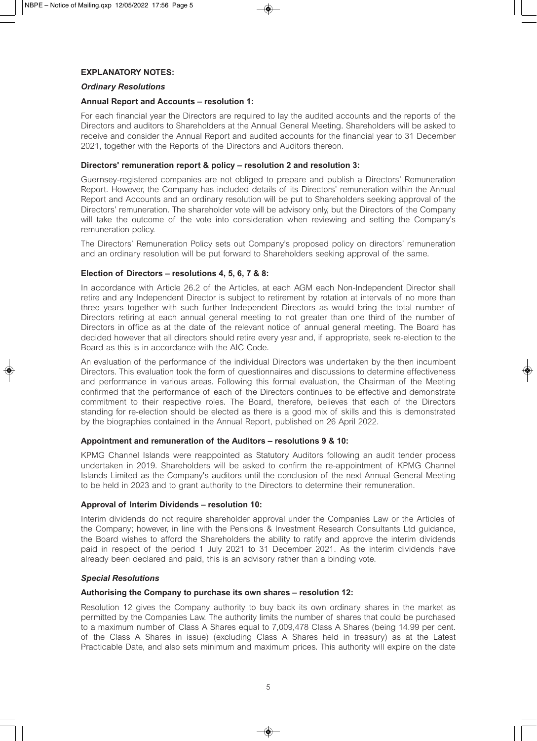**EXPLANATORY NOTES:**

***Ordinary Resolutions***

**Annual Report and Accounts – resolution 1:**

For each financial year the Directors are required to lay the audited accounts and the reports of the Directors and auditors to Shareholders at the Annual General Meeting. Shareholders will be asked to receive and consider the Annual Report and audited accounts for the financial year to 31 December 2021, together with the Reports of the Directors and Auditors thereon.

**Directors' remuneration report & policy – resolution 2 and resolution 3:**

Guernsey-registered companies are not obliged to prepare and publish a Directors' Remuneration Report. However, the Company has included details of its Directors' remuneration within the Annual Report and Accounts and an ordinary resolution will be put to Shareholders seeking approval of the Directors' remuneration. The shareholder vote will be advisory only, but the Directors of the Company will take the outcome of the vote into consideration when reviewing and setting the Company's remuneration policy.

The Directors' Remuneration Policy sets out Company's proposed policy on directors' remuneration and an ordinary resolution will be put forward to Shareholders seeking approval of the same.

**Election of Directors – resolutions 4, 5, 6, 7 & 8:**

In accordance with Article 26.2 of the Articles, at each AGM each Non-Independent Director shall retire and any Independent Director is subject to retirement by rotation at intervals of no more than three years together with such further Independent Directors as would bring the total number of Directors retiring at each annual general meeting to not greater than one third of the number of Directors in office as at the date of the relevant notice of annual general meeting. The Board has decided however that all directors should retire every year and, if appropriate, seek re-election to the Board as this is in accordance with the AIC Code.

An evaluation of the performance of the individual Directors was undertaken by the then incumbent Directors. This evaluation took the form of questionnaires and discussions to determine effectiveness and performance in various areas. Following this formal evaluation, the Chairman of the Meeting confirmed that the performance of each of the Directors continues to be effective and demonstrate commitment to their respective roles. The Board, therefore, believes that each of the Directors standing for re-election should be elected as there is a good mix of skills and this is demonstrated by the biographies contained in the Annual Report, published on 26 April 2022.

**Appointment and remuneration of the Auditors – resolutions 9 & 10:**

KPMG Channel Islands were reappointed as Statutory Auditors following an audit tender process undertaken in 2019. Shareholders will be asked to confirm the re-appointment of KPMG Channel Islands Limited as the Company's auditors until the conclusion of the next Annual General Meeting to be held in 2023 and to grant authority to the Directors to determine their remuneration.

**Approval of Interim Dividends – resolution 10:**

Interim dividends do not require shareholder approval under the Companies Law or the Articles of the Company; however, in line with the Pensions & Investment Research Consultants Ltd guidance, the Board wishes to afford the Shareholders the ability to ratify and approve the interim dividends paid in respect of the period 1 July 2021 to 31 December 2021. As the interim dividends have already been declared and paid, this is an advisory rather than a binding vote.

***Special Resolutions***

**Authorising the Company to purchase its own shares – resolution 12:**

Resolution 12 gives the Company authority to buy back its own ordinary shares in the market as permitted by the Companies Law. The authority limits the number of shares that could be purchased to a maximum number of Class A Shares equal to 7,009,478 Class A Shares (being 14.99 per cent. of the Class A Shares in issue) (excluding Class A Shares held in treasury) as at the Latest Practicable Date, and also sets minimum and maximum prices. This authority will expire on the date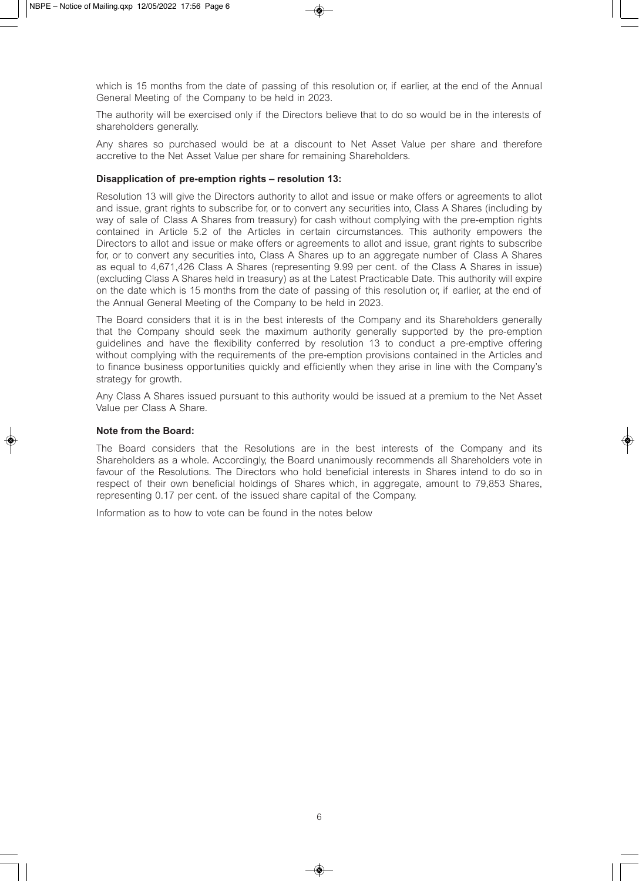which is 15 months from the date of passing of this resolution or, if earlier, at the end of the Annual General Meeting of the Company to be held in 2023.

The authority will be exercised only if the Directors believe that to do so would be in the interests of shareholders generally.

Any shares so purchased would be at a discount to Net Asset Value per share and therefore accretive to the Net Asset Value per share for remaining Shareholders.

**Disapplication of pre-emption rights – resolution 13:**

Resolution 13 will give the Directors authority to allot and issue or make offers or agreements to allot and issue, grant rights to subscribe for, or to convert any securities into, Class A Shares (including by way of sale of Class A Shares from treasury) for cash without complying with the pre-emption rights contained in Article 5.2 of the Articles in certain circumstances. This authority empowers the Directors to allot and issue or make offers or agreements to allot and issue, grant rights to subscribe for, or to convert any securities into, Class A Shares up to an aggregate number of Class A Shares as equal to 4,671,426 Class A Shares (representing 9.99 per cent. of the Class A Shares in issue) (excluding Class A Shares held in treasury) as at the Latest Practicable Date. This authority will expire on the date which is 15 months from the date of passing of this resolution or, if earlier, at the end of the Annual General Meeting of the Company to be held in 2023.

The Board considers that it is in the best interests of the Company and its Shareholders generally that the Company should seek the maximum authority generally supported by the pre-emption guidelines and have the flexibility conferred by resolution 13 to conduct a pre-emptive offering without complying with the requirements of the pre-emption provisions contained in the Articles and to finance business opportunities quickly and efficiently when they arise in line with the Company's strategy for growth.

Any Class A Shares issued pursuant to this authority would be issued at a premium to the Net Asset Value per Class A Share.

**Note from the Board:**

The Board considers that the Resolutions are in the best interests of the Company and its Shareholders as a whole. Accordingly, the Board unanimously recommends all Shareholders vote in favour of the Resolutions. The Directors who hold beneficial interests in Shares intend to do so in respect of their own beneficial holdings of Shares which, in aggregate, amount to 79,853 Shares, representing 0.17 per cent. of the issued share capital of the Company.

Information as to how to vote can be found in the notes below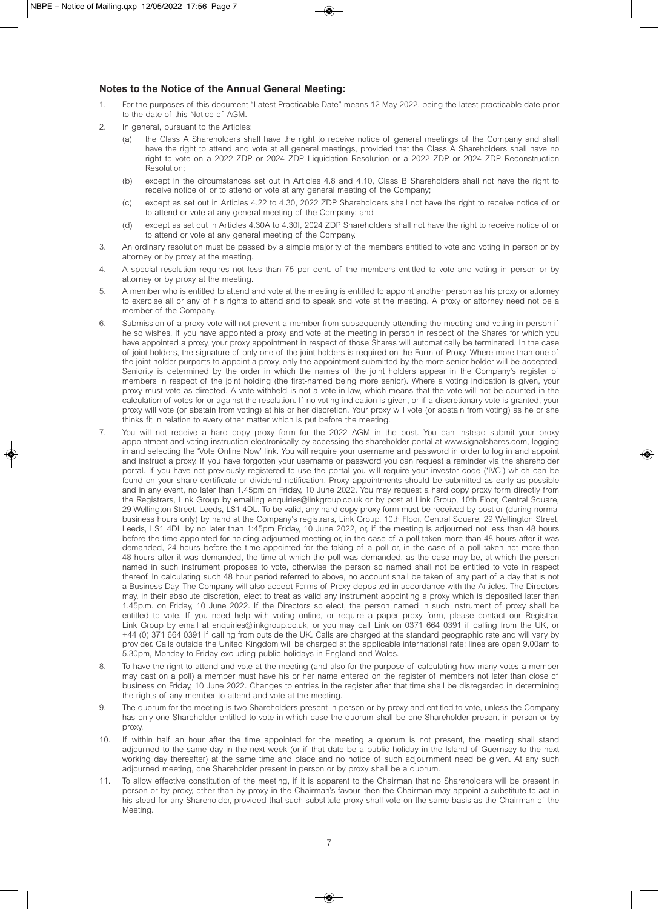## Notes to the Notice of the Annual General Meeting:

1. For the purposes of this document "Latest Practicable Date" means 12 May 2022, being the latest practicable date prior to the date of this Notice of AGM.
2. In general, pursuant to the Articles:
   (a) the Class A Shareholders shall have the right to receive notice of general meetings of the Company and shall have the right to attend and vote at all general meetings, provided that the Class A Shareholders shall have no right to vote on a 2022 ZDP or 2024 ZDP Liquidation Resolution or a 2022 ZDP or 2024 ZDP Reconstruction Resolution;
   (b) except in the circumstances set out in Articles 4.8 and 4.10, Class B Shareholders shall not have the right to receive notice of or to attend or vote at any general meeting of the Company;
   (c) except as set out in Articles 4.22 to 4.30, 2022 ZDP Shareholders shall not have the right to receive notice of or to attend or vote at any general meeting of the Company; and
   (d) except as set out in Articles 4.30A to 4.30I, 2024 ZDP Shareholders shall not have the right to receive notice of or to attend or vote at any general meeting of the Company.
3. An ordinary resolution must be passed by a simple majority of the members entitled to vote and voting in person or by attorney or by proxy at the meeting.
4. A special resolution requires not less than 75 per cent. of the members entitled to vote and voting in person or by attorney or by proxy at the meeting.
5. A member who is entitled to attend and vote at the meeting is entitled to appoint another person as his proxy or attorney to exercise all or any of his rights to attend and to speak and vote at the meeting. A proxy or attorney need not be a member of the Company.
6. Submission of a proxy vote will not prevent a member from subsequently attending the meeting and voting in person if he so wishes. If you have appointed a proxy and vote at the meeting in person in respect of the Shares for which you have appointed a proxy, your proxy appointment in respect of those Shares will automatically be terminated. In the case of joint holders, the signature of only one of the joint holders is required on the Form of Proxy. Where more than one of the joint holder purports to appoint a proxy, only the appointment submitted by the more senior holder will be accepted. Seniority is determined by the order in which the names of the joint holders appear in the Company's register of members in respect of the joint holding (the first-named being more senior). Where a voting indication is given, your proxy must vote as directed. A vote withheld is not a vote in law, which means that the vote will not be counted in the calculation of votes for or against the resolution. If no voting indication is given, or if a discretionary vote is granted, your proxy will vote (or abstain from voting) at his or her discretion. Your proxy will vote (or abstain from voting) as he or she thinks fit in relation to every other matter which is put before the meeting.
7. You will not receive a hard copy proxy form for the 2022 AGM in the post. You can instead submit your proxy appointment and voting instruction electronically by accessing the shareholder portal at www.signalshares.com, logging in and selecting the 'Vote Online Now' link. You will require your username and password in order to log in and appoint and instruct a proxy. If you have forgotten your username or password you can request a reminder via the shareholder portal. If you have not previously registered to use the portal you will require your investor code ('IVC') which can be found on your share certificate or dividend notification. Proxy appointments should be submitted as early as possible and in any event, no later than 1.45pm on Friday, 10 June 2022. You may request a hard copy proxy form directly from the Registrars, Link Group by emailing enquiries@linkgroup.co.uk or by post at Link Group, 10th Floor, Central Square, 29 Wellington Street, Leeds, LS1 4DL. To be valid, any hard copy proxy form must be received by post or (during normal business hours only) by hand at the Company's registrars, Link Group, 10th Floor, Central Square, 29 Wellington Street, Leeds, LS1 4DL by no later than 1:45pm Friday, 10 June 2022, or, if the meeting is adjourned not less than 48 hours before the time appointed for holding adjourned meeting or, in the case of a poll taken more than 48 hours after it was demanded, 24 hours before the time appointed for the taking of a poll or, in the case of a poll taken not more than 48 hours after it was demanded, the time at which the poll was demanded, as the case may be, at which the person named in such instrument proposes to vote, otherwise the person so named shall not be entitled to vote in respect thereof. In calculating such 48 hour period referred to above, no account shall be taken of any part of a day that is not a Business Day. The Company will also accept Forms of Proxy deposited in accordance with the Articles. The Directors may, in their absolute discretion, elect to treat as valid any instrument appointing a proxy which is deposited later than 1.45p.m. on Friday, 10 June 2022. If the Directors so elect, the person named in such instrument of proxy shall be entitled to vote. If you need help with voting online, or require a paper proxy form, please contact our Registrar, Link Group by email at enquiries@linkgroup.co.uk, or you may call Link on 0371 664 0391 if calling from the UK, or +44 (0) 371 664 0391 if calling from outside the UK. Calls are charged at the standard geographic rate and will vary by provider. Calls outside the United Kingdom will be charged at the applicable international rate; lines are open 9.00am to 5.30pm, Monday to Friday excluding public holidays in England and Wales.
8. To have the right to attend and vote at the meeting (and also for the purpose of calculating how many votes a member may cast on a poll) a member must have his or her name entered on the register of members not later than close of business on Friday, 10 June 2022. Changes to entries in the register after that time shall be disregarded in determining the rights of any member to attend and vote at the meeting.
9. The quorum for the meeting is two Shareholders present in person or by proxy and entitled to vote, unless the Company has only one Shareholder entitled to vote in which case the quorum shall be one Shareholder present in person or by proxy.
10. If within half an hour after the time appointed for the meeting a quorum is not present, the meeting shall stand adjourned to the same day in the next week (or if that date be a public holiday in the Island of Guernsey to the next working day thereafter) at the same time and place and no notice of such adjournment need be given. At any such adjourned meeting, one Shareholder present in person or by proxy shall be a quorum.
11. To allow effective constitution of the meeting, if it is apparent to the Chairman that no Shareholders will be present in person or by proxy, other than by proxy in the Chairman's favour, then the Chairman may appoint a substitute to act in his stead for any Shareholder, provided that such substitute proxy shall vote on the same basis as the Chairman of the Meeting.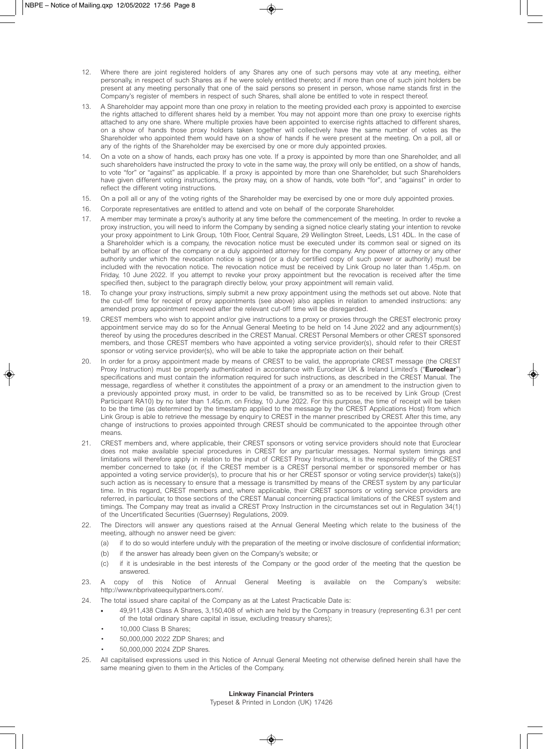12. Where there are joint registered holders of any Shares any one of such persons may vote at any meeting, either personally, in respect of such Shares as if he were solely entitled thereto; and if more than one of such joint holders be present at any meeting personally that one of the said persons so present in person, whose name stands first in the Company's register of members in respect of such Shares, shall alone be entitled to vote in respect thereof.

13. A Shareholder may appoint more than one proxy in relation to the meeting provided each proxy is appointed to exercise the rights attached to different shares held by a member. You may not appoint more than one proxy to exercise rights attached to any one share. Where multiple proxies have been appointed to exercise rights attached to different shares, on a show of hands those proxy holders taken together will collectively have the same number of votes as the Shareholder who appointed them would have on a show of hands if he were present at the meeting. On a poll, all or any of the rights of the Shareholder may be exercised by one or more duly appointed proxies.

14. On a vote on a show of hands, each proxy has one vote. If a proxy is appointed by more than one Shareholder, and all such shareholders have instructed the proxy to vote in the same way, the proxy will only be entitled, on a show of hands, to vote "for" or "against" as applicable. If a proxy is appointed by more than one Shareholder, but such Shareholders have given different voting instructions, the proxy may, on a show of hands, vote both "for", and "against" in order to reflect the different voting instructions.

15. On a poll all or any of the voting rights of the Shareholder may be exercised by one or more duly appointed proxies.

16. Corporate representatives are entitled to attend and vote on behalf of the corporate Shareholder.

17. A member may terminate a proxy's authority at any time before the commencement of the meeting. In order to revoke a proxy instruction, you will need to inform the Company by sending a signed notice clearly stating your intention to revoke your proxy appointment to Link Group, 10th Floor, Central Square, 29 Wellington Street, Leeds, LS1 4DL. In the case of a Shareholder which is a company, the revocation notice must be executed under its common seal or signed on its behalf by an officer of the company or a duly appointed attorney for the company. Any power of attorney or any other authority under which the revocation notice is signed (or a duly certified copy of such power or authority) must be included with the revocation notice. The revocation notice must be received by Link Group no later than 1.45p.m. on Friday, 10 June 2022. If you attempt to revoke your proxy appointment but the revocation is received after the time specified then, subject to the paragraph directly below, your proxy appointment will remain valid.

18. To change your proxy instructions, simply submit a new proxy appointment using the methods set out above. Note that the cut-off time for receipt of proxy appointments (see above) also applies in relation to amended instructions: any amended proxy appointment received after the relevant cut-off time will be disregarded.

19. CREST members who wish to appoint and/or give instructions to a proxy or proxies through the CREST electronic proxy appointment service may do so for the Annual General Meeting to be held on 14 June 2022 and any adjournment(s) thereof by using the procedures described in the CREST Manual. CREST Personal Members or other CREST sponsored members, and those CREST members who have appointed a voting service provider(s), should refer to their CREST sponsor or voting service provider(s), who will be able to take the appropriate action on their behalf.

20. In order for a proxy appointment made by means of CREST to be valid, the appropriate CREST message (the CREST Proxy Instruction) must be properly authenticated in accordance with Euroclear UK & Ireland Limited's ("**Euroclear**") specifications and must contain the information required for such instructions, as described in the CREST Manual. The message, regardless of whether it constitutes the appointment of a proxy or an amendment to the instruction given to a previously appointed proxy must, in order to be valid, be transmitted so as to be received by Link Group (Crest Participant RA10) by no later than 1.45p.m. on Friday, 10 June 2022. For this purpose, the time of receipt will be taken to be the time (as determined by the timestamp applied to the message by the CREST Applications Host) from which Link Group is able to retrieve the message by enquiry to CREST in the manner prescribed by CREST. After this time, any change of instructions to proxies appointed through CREST should be communicated to the appointee through other means.

21. CREST members and, where applicable, their CREST sponsors or voting service providers should note that Euroclear does not make available special procedures in CREST for any particular messages. Normal system timings and limitations will therefore apply in relation to the input of CREST Proxy Instructions, it is the responsibility of the CREST member concerned to take (or, if the CREST member is a CREST personal member or sponsored member or has appointed a voting service provider(s), to procure that his or her CREST sponsor or voting service provider(s) take(s)) such action as is necessary to ensure that a message is transmitted by means of the CREST system by any particular time. In this regard, CREST members and, where applicable, their CREST sponsors or voting service providers are referred, in particular, to those sections of the CREST Manual concerning practical limitations of the CREST system and timings. The Company may treat as invalid a CREST Proxy Instruction in the circumstances set out in Regulation 34(1) of the Uncertificated Securities (Guernsey) Regulations, 2009.

22. The Directors will answer any questions raised at the Annual General Meeting which relate to the business of the meeting, although no answer need be given:
    (a) if to do so would interfere unduly with the preparation of the meeting or involve disclosure of confidential information;
    (b) if the answer has already been given on the Company's website; or
    (c) if it is undesirable in the best interests of the Company or the good order of the meeting that the question be answered.

23. A copy of this Notice of Annual General Meeting is available on the Company's website: http://www.nbprivateequitypartners.com/.

24. The total issued share capital of the Company as at the Latest Practicable Date is:
    - 49,911,438 Class A Shares, 3,150,408 of which are held by the Company in treasury (representing 6.31 per cent of the total ordinary share capital in issue, excluding treasury shares);
    - 10,000 Class B Shares;
    - 50,000,000 2022 ZDP Shares; and
    - 50,000,000 2024 ZDP Shares.

25. All capitalised expressions used in this Notice of Annual General Meeting not otherwise defined herein shall have the same meaning given to them in the Articles of the Company.

**Linkway Financial Printers**
Typeset & Printed in London (UK) 17426